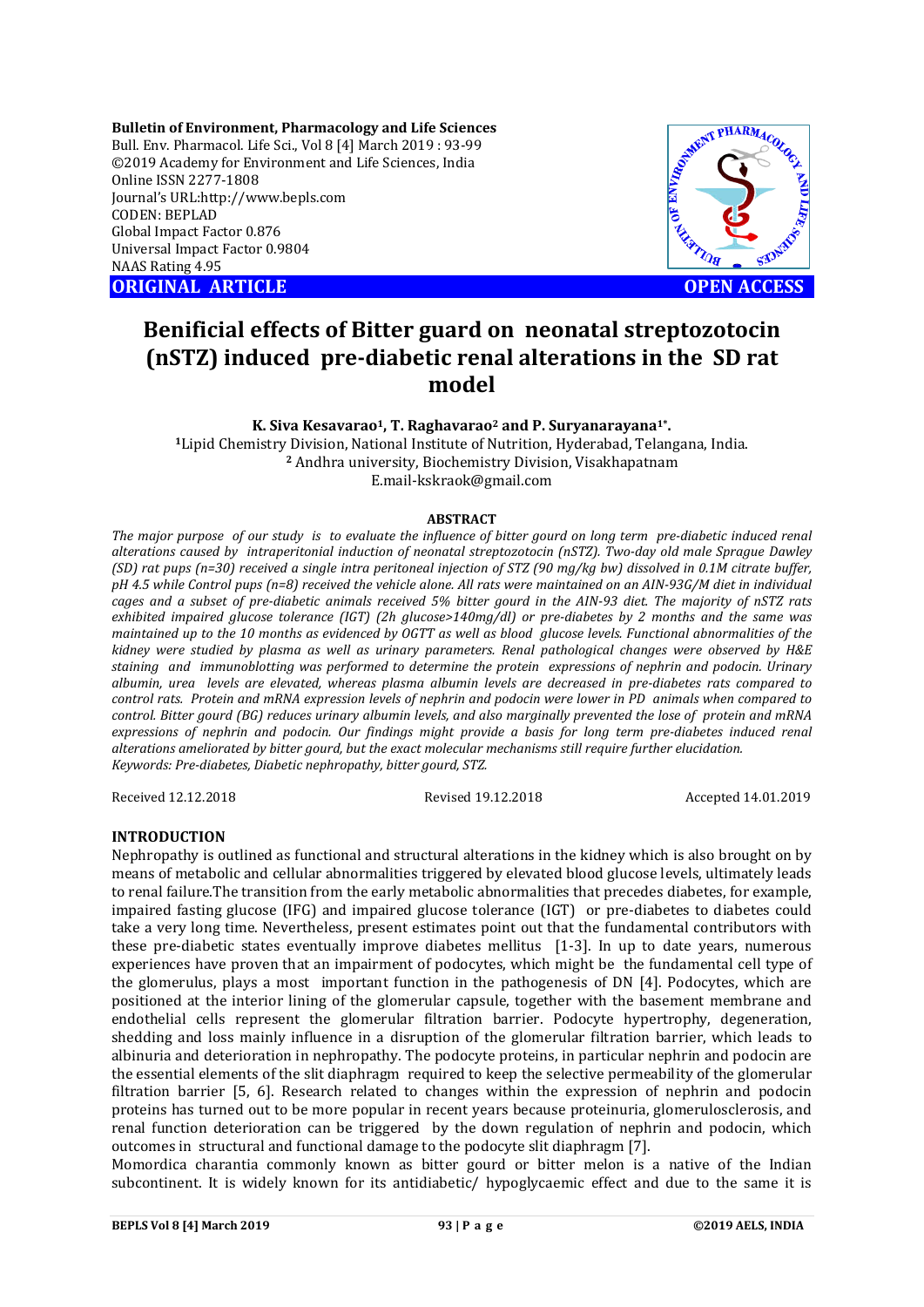**Bulletin of Environment, Pharmacology and Life Sciences**
Bull. Env. Pharmacol. Life Sci., Vol 8 [4] March 2019 : 93-99
©2019 Academy for Environment and Life Sciences, India
Online ISSN 2277-1808
Journal's URL:http://www.bepls.com
CODEN: BEPLAD
Global Impact Factor 0.876
Universal Impact Factor 0.9804
NAAS Rating 4.95

**ORIGINAL ARTICLE** **OPEN ACCESS**

# Benificial effects of Bitter guard on neonatal streptozotocin (nSTZ) induced pre-diabetic renal alterations in the SD rat model

**K. Siva Kesavarao[1], T. Raghavarao[2] and P. Suryanarayana[1*].**

[1]Lipid Chemistry Division, National Institute of Nutrition, Hyderabad, Telangana, India.
[2] Andhra university, Biochemistry Division, Visakhapatnam
E.mail-kskraok@gmail.com

## ABSTRACT

*The major purpose of our study is to evaluate the influence of bitter gourd on long term pre-diabetic induced renal alterations caused by intraperitonial induction of neonatal streptozotocin (nSTZ). Two-day old male Sprague Dawley (SD) rat pups (n=30) received a single intra peritoneal injection of STZ (90 mg/kg bw) dissolved in 0.1M citrate buffer, pH 4.5 while Control pups (n=8) received the vehicle alone. All rats were maintained on an AIN-93G/M diet in individual cages and a subset of pre-diabetic animals received 5% bitter gourd in the AIN-93 diet. The majority of nSTZ rats exhibited impaired glucose tolerance (IGT) (2h glucose>140mg/dl) or pre-diabetes by 2 months and the same was maintained up to the 10 months as evidenced by OGTT as well as blood glucose levels. Functional abnormalities of the kidney were studied by plasma as well as urinary parameters. Renal pathological changes were observed by H&E staining and immunoblotting was performed to determine the protein expressions of nephrin and podocin. Urinary albumin, urea levels are elevated, whereas plasma albumin levels are decreased in pre-diabetes rats compared to control rats. Protein and mRNA expression levels of nephrin and podocin were lower in PD animals when compared to control. Bitter gourd (BG) reduces urinary albumin levels, and also marginally prevented the lose of protein and mRNA expressions of nephrin and podocin. Our findings might provide a basis for long term pre-diabetes induced renal alterations ameliorated by bitter gourd, but the exact molecular mechanisms still require further elucidation.*
*Keywords: Pre-diabetes, Diabetic nephropathy, bitter gourd, STZ.*

Received 12.12.2018 Revised 19.12.2018 Accepted 14.01.2019

## INTRODUCTION

Nephropathy is outlined as functional and structural alterations in the kidney which is also brought on by means of metabolic and cellular abnormalities triggered by elevated blood glucose levels, ultimately leads to renal failure.The transition from the early metabolic abnormalities that precedes diabetes, for example, impaired fasting glucose (IFG) and impaired glucose tolerance (IGT) or pre-diabetes to diabetes could take a very long time. Nevertheless, present estimates point out that the fundamental contributors with these pre-diabetic states eventually improve diabetes mellitus [1-3]. In up to date years, numerous experiences have proven that an impairment of podocytes, which might be the fundamental cell type of the glomerulus, plays a most important function in the pathogenesis of DN [4]. Podocytes, which are positioned at the interior lining of the glomerular capsule, together with the basement membrane and endothelial cells represent the glomerular filtration barrier. Podocyte hypertrophy, degeneration, shedding and loss mainly influence in a disruption of the glomerular filtration barrier, which leads to albinuria and deterioration in nephropathy. The podocyte proteins, in particular nephrin and podocin are the essential elements of the slit diaphragm required to keep the selective permeability of the glomerular filtration barrier [5, 6]. Research related to changes within the expression of nephrin and podocin proteins has turned out to be more popular in recent years because proteinuria, glomerulosclerosis, and renal function deterioration can be triggered by the down regulation of nephrin and podocin, which outcomes in structural and functional damage to the podocyte slit diaphragm [7].

Momordica charantia commonly known as bitter gourd or bitter melon is a native of the Indian subcontinent. It is widely known for its antidiabetic/ hypoglycaemic effect and due to the same it is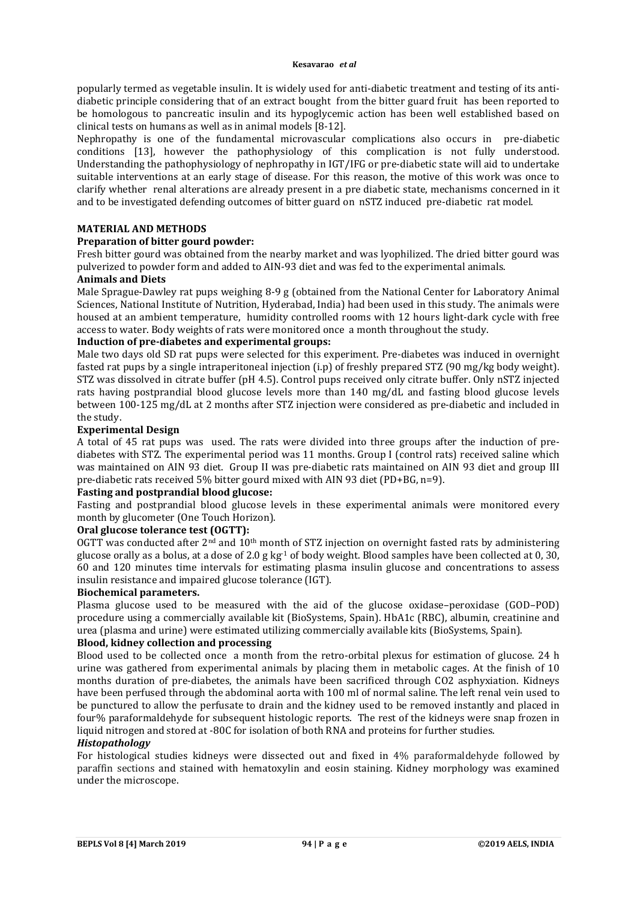popularly termed as vegetable insulin. It is widely used for anti-diabetic treatment and testing of its anti-diabetic principle considering that of an extract bought from the bitter guard fruit has been reported to be homologous to pancreatic insulin and its hypoglycemic action has been well established based on clinical tests on humans as well as in animal models [8-12].

Nephropathy is one of the fundamental microvascular complications also occurs in pre-diabetic conditions [13], however the pathophysiology of this complication is not fully understood. Understanding the pathophysiology of nephropathy in IGT/IFG or pre-diabetic state will aid to undertake suitable interventions at an early stage of disease. For this reason, the motive of this work was once to clarify whether renal alterations are already present in a pre diabetic state, mechanisms concerned in it and to be investigated defending outcomes of bitter guard on nSTZ induced pre-diabetic rat model.

## MATERIAL AND METHODS

### Preparation of bitter gourd powder:

Fresh bitter gourd was obtained from the nearby market and was lyophilized. The dried bitter gourd was pulverized to powder form and added to AIN-93 diet and was fed to the experimental animals.

### Animals and Diets

Male Sprague-Dawley rat pups weighing 8-9 g (obtained from the National Center for Laboratory Animal Sciences, National Institute of Nutrition, Hyderabad, India) had been used in this study. The animals were housed at an ambient temperature, humidity controlled rooms with 12 hours light-dark cycle with free access to water. Body weights of rats were monitored once a month throughout the study.

### Induction of pre-diabetes and experimental groups:

Male two days old SD rat pups were selected for this experiment. Pre-diabetes was induced in overnight fasted rat pups by a single intraperitoneal injection (i.p) of freshly prepared STZ (90 mg/kg body weight). STZ was dissolved in citrate buffer (pH 4.5). Control pups received only citrate buffer. Only nSTZ injected rats having postprandial blood glucose levels more than 140 mg/dL and fasting blood glucose levels between 100-125 mg/dL at 2 months after STZ injection were considered as pre-diabetic and included in the study.

### Experimental Design

A total of 45 rat pups was used. The rats were divided into three groups after the induction of pre-diabetes with STZ. The experimental period was 11 months. Group I (control rats) received saline which was maintained on AIN 93 diet. Group II was pre-diabetic rats maintained on AIN 93 diet and group III pre-diabetic rats received 5% bitter gourd mixed with AIN 93 diet (PD+BG, n=9).

### Fasting and postprandial blood glucose:

Fasting and postprandial blood glucose levels in these experimental animals were monitored every month by glucometer (One Touch Horizon).

### Oral glucose tolerance test (OGTT):

OGTT was conducted after $2^{nd}$ and $10^{th}$ month of STZ injection on overnight fasted rats by administering glucose orally as a bolus, at a dose of 2.0 g $kg^{-1}$ of body weight. Blood samples have been collected at 0, 30, 60 and 120 minutes time intervals for estimating plasma insulin glucose and concentrations to assess insulin resistance and impaired glucose tolerance (IGT).

### Biochemical parameters.

Plasma glucose used to be measured with the aid of the glucose oxidase–peroxidase (GOD–POD) procedure using a commercially available kit (BioSystems, Spain). HbA1c (RBC), albumin, creatinine and urea (plasma and urine) were estimated utilizing commercially available kits (BioSystems, Spain).

### Blood, kidney collection and processing

Blood used to be collected once a month from the retro-orbital plexus for estimation of glucose. 24 h urine was gathered from experimental animals by placing them in metabolic cages. At the finish of 10 months duration of pre-diabetes, the animals have been sacrificed through CO2 asphyxiation. Kidneys have been perfused through the abdominal aorta with 100 ml of normal saline. The left renal vein used to be punctured to allow the perfusate to drain and the kidney used to be removed instantly and placed in four% paraformaldehyde for subsequent histologic reports. The rest of the kidneys were snap frozen in liquid nitrogen and stored at -80C for isolation of both RNA and proteins for further studies.

### *Histopathology*

For histological studies kidneys were dissected out and fixed in 4% paraformaldehyde followed by paraffin sections and stained with hematoxylin and eosin staining. Kidney morphology was examined under the microscope.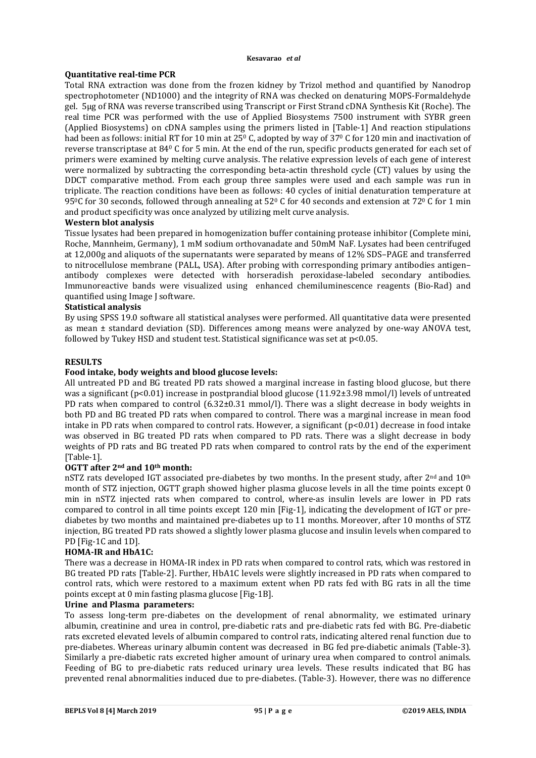**Quantitative real-time PCR**

Total RNA extraction was done from the frozen kidney by Trizol method and quantified by Nanodrop spectrophotometer (ND1000) and the integrity of RNA was checked on denaturing MOPS-Formaldehyde gel. 5µg of RNA was reverse transcribed using Transcript or First Strand cDNA Synthesis Kit (Roche). The real time PCR was performed with the use of Applied Biosystems 7500 instrument with SYBR green (Applied Biosystems) on cDNA samples using the primers listed in [Table-1] And reaction stipulations had been as follows: initial RT for 10 min at 25$^0$ C, adopted by way of 37$^0$ C for 120 min and inactivation of reverse transcriptase at 84$^0$ C for 5 min. At the end of the run, specific products generated for each set of primers were examined by melting curve analysis. The relative expression levels of each gene of interest were normalized by subtracting the corresponding beta-actin threshold cycle (CT) values by using the DDCT comparative method. From each group three samples were used and each sample was run in triplicate. The reaction conditions have been as follows: 40 cycles of initial denaturation temperature at 95$^0$C for 30 seconds, followed through annealing at 52$^0$ C for 40 seconds and extension at 72$^0$ C for 1 min and product specificity was once analyzed by utilizing melt curve analysis.

**Western blot analysis**

Tissue lysates had been prepared in homogenization buffer containing protease inhibitor (Complete mini, Roche, Mannheim, Germany), 1 mM sodium orthovanadate and 50mM NaF. Lysates had been centrifuged at 12,000g and aliquots of the supernatants were separated by means of 12% SDS–PAGE and transferred to nitrocellulose membrane (PALL, USA). After probing with corresponding primary antibodies antigen–antibody complexes were detected with horseradish peroxidase-labeled secondary antibodies. Immunoreactive bands were visualized using enhanced chemiluminescence reagents (Bio-Rad) and quantified using Image J software.

**Statistical analysis**

By using SPSS 19.0 software all statistical analyses were performed. All quantitative data were presented as mean ± standard deviation (SD). Differences among means were analyzed by one-way ANOVA test, followed by Tukey HSD and student test. Statistical significance was set at $p<0.05$.

## RESULTS

**Food intake, body weights and blood glucose levels:**

All untreated PD and BG treated PD rats showed a marginal increase in fasting blood glucose, but there was a significant ($p<0.01$) increase in postprandial blood glucose (11.92±3.98 mmol/l) levels of untreated PD rats when compared to control (6.32±0.31 mmol/l). There was a slight decrease in body weights in both PD and BG treated PD rats when compared to control. There was a marginal increase in mean food intake in PD rats when compared to control rats. However, a significant ($p<0.01$) decrease in food intake was observed in BG treated PD rats when compared to PD rats. There was a slight decrease in body weights of PD rats and BG treated PD rats when compared to control rats by the end of the experiment [Table-1].

**OGTT after 2$^{nd}$ and 10$^{th}$ month:**

nSTZ rats developed IGT associated pre-diabetes by two months. In the present study, after 2$^{nd}$ and 10$^{th}$ month of STZ injection, OGTT graph showed higher plasma glucose levels in all the time points except 0 min in nSTZ injected rats when compared to control, where-as insulin levels are lower in PD rats compared to control in all time points except 120 min [Fig-1], indicating the development of IGT or pre-diabetes by two months and maintained pre-diabetes up to 11 months. Moreover, after 10 months of STZ injection, BG treated PD rats showed a slightly lower plasma glucose and insulin levels when compared to PD [Fig-1C and 1D].

**HOMA-IR and HbA1C:**

There was a decrease in HOMA-IR index in PD rats when compared to control rats, which was restored in BG treated PD rats [Table-2]. Further, HbA1C levels were slightly increased in PD rats when compared to control rats, which were restored to a maximum extent when PD rats fed with BG rats in all the time points except at 0 min fasting plasma glucose [Fig-1B].

**Urine and Plasma parameters:**

To assess long-term pre-diabetes on the development of renal abnormality, we estimated urinary albumin, creatinine and urea in control, pre-diabetic rats and pre-diabetic rats fed with BG. Pre-diabetic rats excreted elevated levels of albumin compared to control rats, indicating altered renal function due to pre-diabetes. Whereas urinary albumin content was decreased in BG fed pre-diabetic animals (Table-3). Similarly a pre-diabetic rats excreted higher amount of urinary urea when compared to control animals. Feeding of BG to pre-diabetic rats reduced urinary urea levels. These results indicated that BG has prevented renal abnormalities induced due to pre-diabetes. (Table-3). However, there was no difference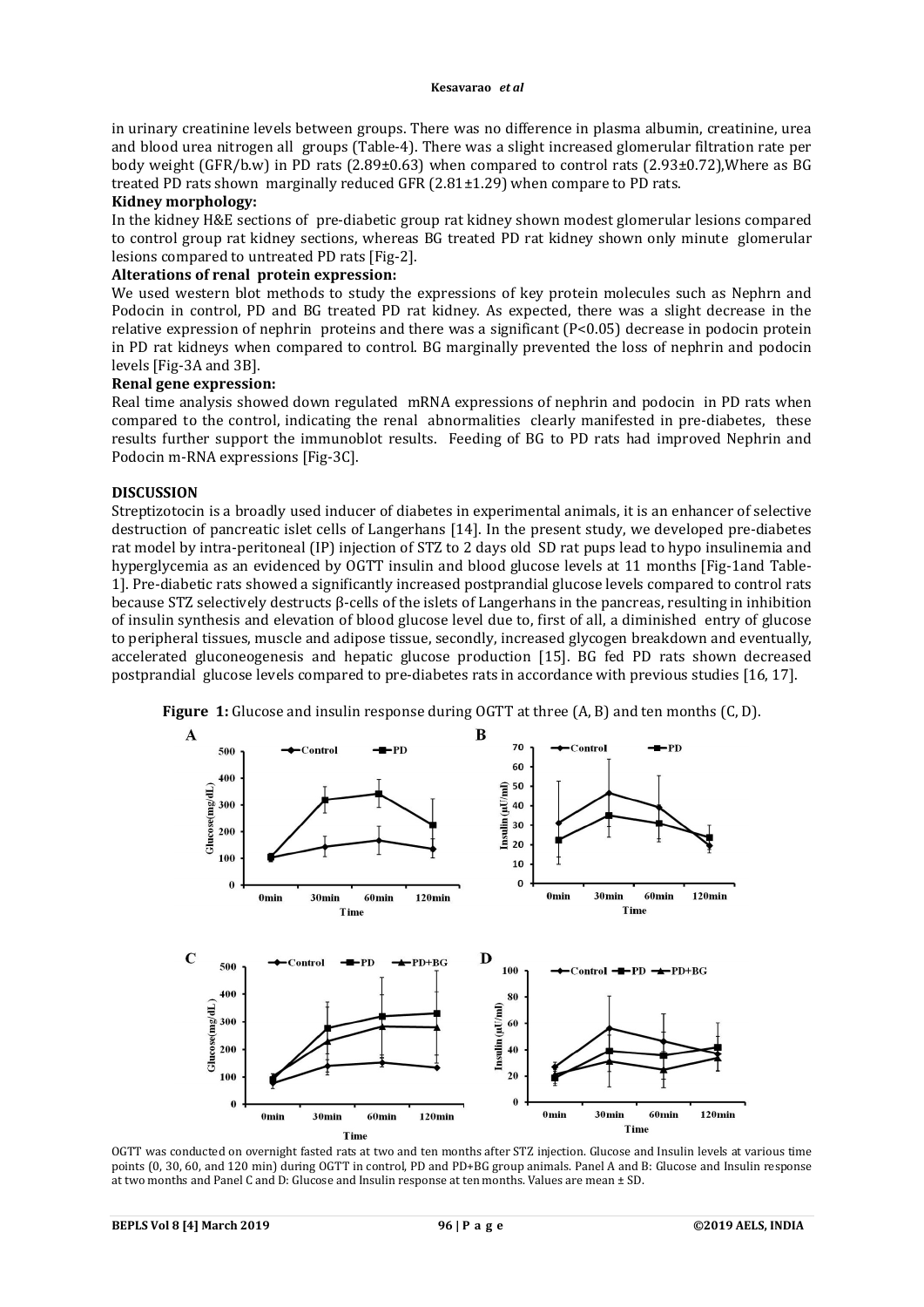in urinary creatinine levels between groups. There was no difference in plasma albumin, creatinine, urea and blood urea nitrogen all groups (Table-4). There was a slight increased glomerular filtration rate per body weight (GFR/b.w) in PD rats (2.89±0.63) when compared to control rats (2.93±0.72),Where as BG treated PD rats shown marginally reduced GFR (2.81±1.29) when compare to PD rats.

**Kidney morphology:**

In the kidney H&E sections of pre-diabetic group rat kidney shown modest glomerular lesions compared to control group rat kidney sections, whereas BG treated PD rat kidney shown only minute glomerular lesions compared to untreated PD rats [Fig-2].

**Alterations of renal protein expression:**

We used western blot methods to study the expressions of key protein molecules such as Nephrn and Podocin in control, PD and BG treated PD rat kidney. As expected, there was a slight decrease in the relative expression of nephrin proteins and there was a significant (P<0.05) decrease in podocin protein in PD rat kidneys when compared to control. BG marginally prevented the loss of nephrin and podocin levels [Fig-3A and 3B].

**Renal gene expression:**

Real time analysis showed down regulated mRNA expressions of nephrin and podocin in PD rats when compared to the control, indicating the renal abnormalities clearly manifested in pre-diabetes, these results further support the immunoblot results. Feeding of BG to PD rats had improved Nephrin and Podocin m-RNA expressions [Fig-3C].

## DISCUSSION

Streptizotocin is a broadly used inducer of diabetes in experimental animals, it is an enhancer of selective destruction of pancreatic islet cells of Langerhans [14]. In the present study, we developed pre-diabetes rat model by intra-peritoneal (IP) injection of STZ to 2 days old SD rat pups lead to hypo insulinemia and hyperglycemia as an evidenced by OGTT insulin and blood glucose levels at 11 months [Fig-1and Table-1]. Pre-diabetic rats showed a significantly increased postprandial glucose levels compared to control rats because STZ selectively destructs β-cells of the islets of Langerhans in the pancreas, resulting in inhibition of insulin synthesis and elevation of blood glucose level due to, first of all, a diminished entry of glucose to peripheral tissues, muscle and adipose tissue, secondly, increased glycogen breakdown and eventually, accelerated gluconeogenesis and hepatic glucose production [15]. BG fed PD rats shown decreased postprandial glucose levels compared to pre-diabetes rats in accordance with previous studies [16, 17].

**Figure 1:** Glucose and insulin response during OGTT at three (A, B) and ten months (C, D).

OGTT was conducted on overnight fasted rats at two and ten months after STZ injection. Glucose and Insulin levels at various time points (0, 30, 60, and 120 min) during OGTT in control, PD and PD+BG group animals. Panel A and B: Glucose and Insulin response at two months and Panel C and D: Glucose and Insulin response at ten months. Values are mean ± SD.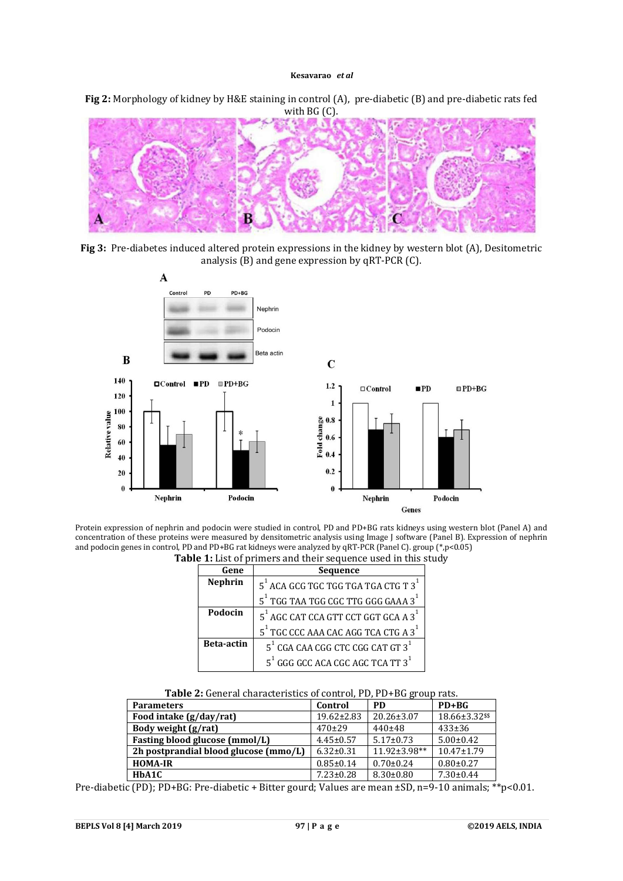**Fig 2:** Morphology of kidney by H&E staining in control (A), pre-diabetic (B) and pre-diabetic rats fed with BG (C).

**Fig 3:** Pre-diabetes induced altered protein expressions in the kidney by western blot (A), Desitometric analysis (B) and gene expression by qRT-PCR (C).

Protein expression of nephrin and podocin were studied in control, PD and PD+BG rats kidneys using western blot (Panel A) and concentration of these proteins were measured by densitometric analysis using Image J software (Panel B). Expression of nephrin and podocin genes in control, PD and PD+BG rat kidneys were analyzed by qRT-PCR (Panel C). group (*,p<0.05)

**Table 1:** List of primers and their sequence used in this study

| Gene | Sequence |
|---|---|
| **Nephrin** | 5' ACA GCG TGC TGG TGA TGA CTG T 3' |
| | 5' TGG TAA TGG CGC TTG GGG GAAA 3' |
| **Podocin** | 5' AGC CAT CCA GTT CCT GGT GCA A 3' |
| | 5' TGC CCC AAA CAC AGG TCA CTG A 3' |
| **Beta-actin** | 5' CGA CAA CGG CTC CGG CAT GT 3' |
| | 5' GGG GCC ACA CGC AGC TCA TT 3' |

**Table 2:** General characteristics of control, PD, PD+BG group rats.

| Parameters | Control | PD | PD+BG |
|---|---|---|---|
| **Food intake (g/day/rat)** | 19.62±2.83 | 20.26±3.07 | 18.66±3.32$$ |
| **Body weight (g/rat)** | 470±29 | 440±48 | 433±36 |
| **Fasting blood glucose (mmol/L)** | 4.45±0.57 | 5.17±0.73 | 5.00±0.42 |
| **2h postprandial blood glucose (mmo/L)** | 6.32±0.31 | 11.92±3.98** | 10.47±1.79 |
| **HOMA-IR** | 0.85±0.14 | 0.70±0.24 | 0.80±0.27 |
| **HbA1C** | 7.23±0.28 | 8.30±0.80 | 7.30±0.44 |

Pre-diabetic (PD); PD+BG: Pre-diabetic + Bitter gourd; Values are mean ±SD, n=9-10 animals; **p<0.01.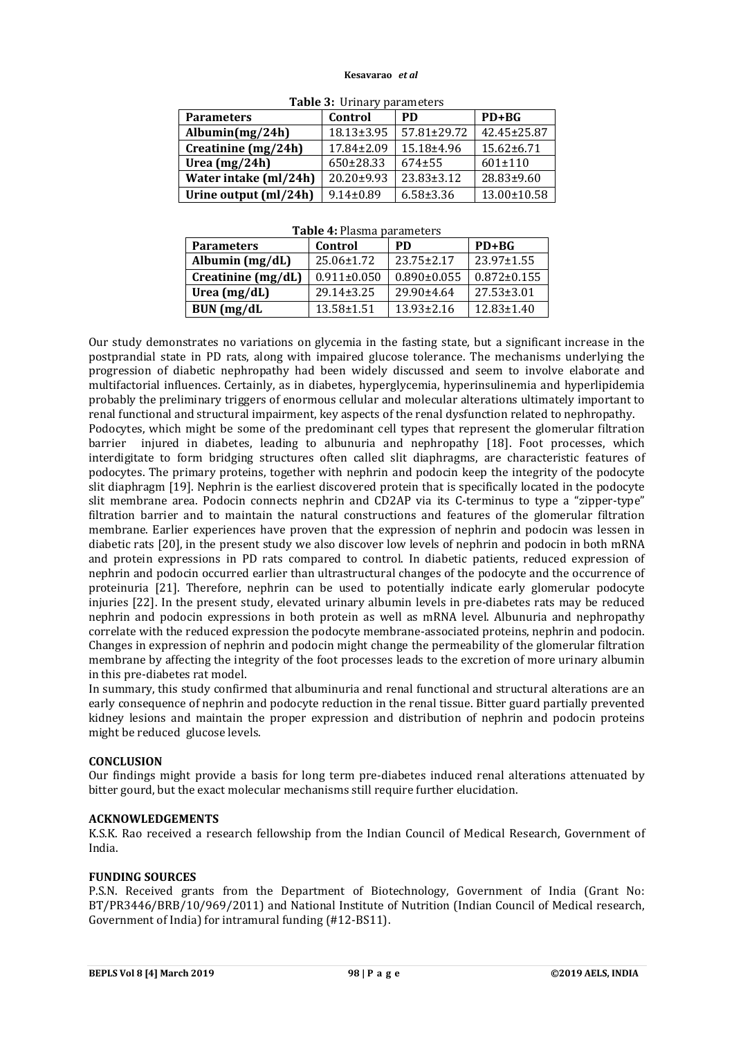**Table 3:** Urinary parameters

| Parameters | Control | PD | PD+BG |
|---|---|---|---|
| Albumin(mg/24h) | 18.13±3.95 | 57.81±29.72 | 42.45±25.87 |
| Creatinine (mg/24h) | 17.84±2.09 | 15.18±4.96 | 15.62±6.71 |
| Urea (mg/24h) | 650±28.33 | 674±55 | 601±110 |
| Water intake (ml/24h) | 20.20±9.93 | 23.83±3.12 | 28.83±9.60 |
| Urine output (ml/24h) | 9.14±0.89 | 6.58±3.36 | 13.00±10.58 |

**Table 4:** Plasma parameters

| Parameters | Control | PD | PD+BG |
|---|---|---|---|
| Albumin (mg/dL) | 25.06±1.72 | 23.75±2.17 | 23.97±1.55 |
| Creatinine (mg/dL) | 0.911±0.050 | 0.890±0.055 | 0.872±0.155 |
| Urea (mg/dL) | 29.14±3.25 | 29.90±4.64 | 27.53±3.01 |
| BUN (mg/dL | 13.58±1.51 | 13.93±2.16 | 12.83±1.40 |

Our study demonstrates no variations on glycemia in the fasting state, but a significant increase in the postprandial state in PD rats, along with impaired glucose tolerance. The mechanisms underlying the progression of diabetic nephropathy had been widely discussed and seem to involve elaborate and multifactorial influences. Certainly, as in diabetes, hyperglycemia, hyperinsulinemia and hyperlipidemia probably the preliminary triggers of enormous cellular and molecular alterations ultimately important to renal functional and structural impairment, key aspects of the renal dysfunction related to nephropathy.

Podocytes, which might be some of the predominant cell types that represent the glomerular filtration barrier injured in diabetes, leading to albunuria and nephropathy [18]. Foot processes, which interdigitate to form bridging structures often called slit diaphragms, are characteristic features of podocytes. The primary proteins, together with nephrin and podocin keep the integrity of the podocyte slit diaphragm [19]. Nephrin is the earliest discovered protein that is specifically located in the podocyte slit membrane area. Podocin connects nephrin and CD2AP via its C-terminus to type a "zipper-type" filtration barrier and to maintain the natural constructions and features of the glomerular filtration membrane. Earlier experiences have proven that the expression of nephrin and podocin was lessen in diabetic rats [20], in the present study we also discover low levels of nephrin and podocin in both mRNA and protein expressions in PD rats compared to control. In diabetic patients, reduced expression of nephrin and podocin occurred earlier than ultrastructural changes of the podocyte and the occurrence of proteinuria [21]. Therefore, nephrin can be used to potentially indicate early glomerular podocyte injuries [22]. In the present study, elevated urinary albumin levels in pre-diabetes rats may be reduced nephrin and podocin expressions in both protein as well as mRNA level. Albunuria and nephropathy correlate with the reduced expression the podocyte membrane-associated proteins, nephrin and podocin. Changes in expression of nephrin and podocin might change the permeability of the glomerular filtration membrane by affecting the integrity of the foot processes leads to the excretion of more urinary albumin in this pre-diabetes rat model.

In summary, this study confirmed that albuminuria and renal functional and structural alterations are an early consequence of nephrin and podocyte reduction in the renal tissue. Bitter guard partially prevented kidney lesions and maintain the proper expression and distribution of nephrin and podocin proteins might be reduced glucose levels.

## CONCLUSION

Our findings might provide a basis for long term pre-diabetes induced renal alterations attenuated by bitter gourd, but the exact molecular mechanisms still require further elucidation.

## ACKNOWLEDGEMENTS

K.S.K. Rao received a research fellowship from the Indian Council of Medical Research, Government of India.

## FUNDING SOURCES

P.S.N. Received grants from the Department of Biotechnology, Government of India (Grant No: BT/PR3446/BRB/10/969/2011) and National Institute of Nutrition (Indian Council of Medical research, Government of India) for intramural funding (#12-BS11).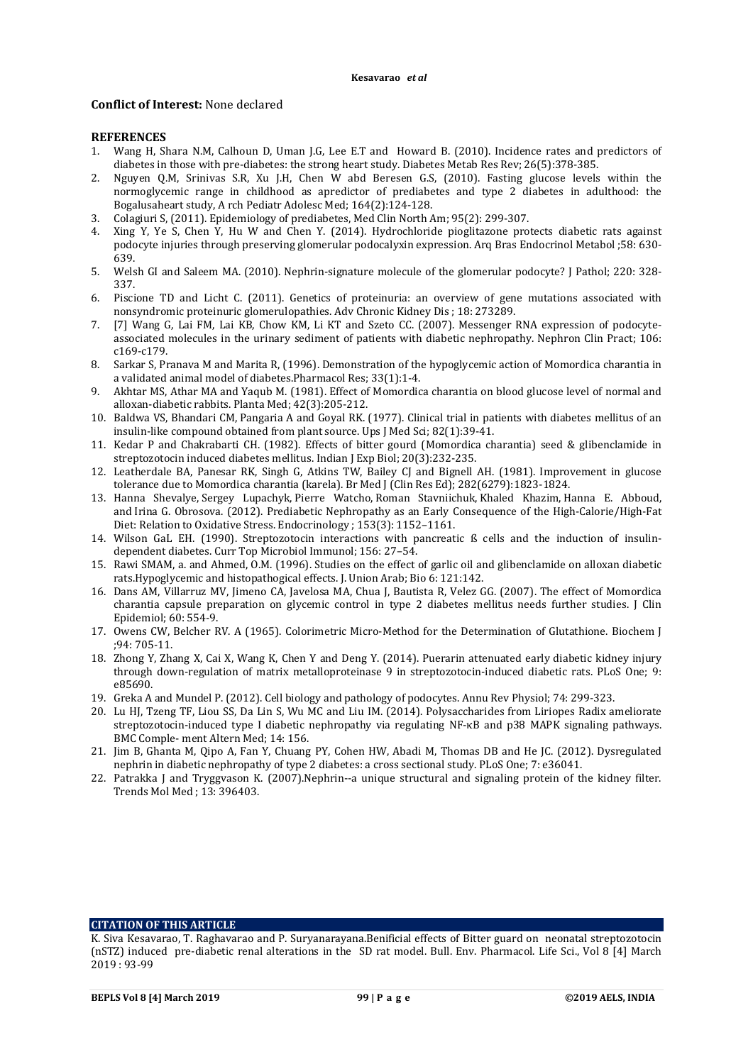**Conflict of Interest:** None declared

## REFERENCES

1. Wang H, Shara N.M, Calhoun D, Uman J.G, Lee E.T and Howard B. (2010). Incidence rates and predictors of diabetes in those with pre-diabetes: the strong heart study. Diabetes Metab Res Rev; 26(5):378-385.
2. Nguyen Q.M, Srinivas S.R, Xu J.H, Chen W abd Beresen G.S, (2010). Fasting glucose levels within the normoglycemic range in childhood as apredictor of prediabetes and type 2 diabetes in adulthood: the Bogalusaheart study, A rch Pediatr Adolesc Med; 164(2):124-128.
3. Colagiuri S, (2011). Epidemiology of prediabetes, Med Clin North Am; 95(2): 299-307.
4. Xing Y, Ye S, Chen Y, Hu W and Chen Y. (2014). Hydrochloride pioglitazone protects diabetic rats against podocyte injuries through preserving glomerular podocalyxin expression. Arq Bras Endocrinol Metabol ;58: 630-639.
5. Welsh GI and Saleem MA. (2010). Nephrin-signature molecule of the glomerular podocyte? J Pathol; 220: 328-337.
6. Piscione TD and Licht C. (2011). Genetics of proteinuria: an overview of gene mutations associated with nonsyndromic proteinuric glomerulopathies. Adv Chronic Kidney Dis ; 18: 273289.
7. [7] Wang G, Lai FM, Lai KB, Chow KM, Li KT and Szeto CC. (2007). Messenger RNA expression of podocyte-associated molecules in the urinary sediment of patients with diabetic nephropathy. Nephron Clin Pract; 106: c169-c179.
8. Sarkar S, Pranava M and Marita R, (1996). Demonstration of the hypoglycemic action of Momordica charantia in a validated animal model of diabetes.Pharmacol Res; 33(1):1-4.
9. Akhtar MS, Athar MA and Yaqub M. (1981). Effect of Momordica charantia on blood glucose level of normal and alloxan-diabetic rabbits. Planta Med; 42(3):205-212.
10. Baldwa VS, Bhandari CM, Pangaria A and Goyal RK. (1977). Clinical trial in patients with diabetes mellitus of an insulin-like compound obtained from plant source. Ups J Med Sci; 82(1):39-41.
11. Kedar P and Chakrabarti CH. (1982). Effects of bitter gourd (Momordica charantia) seed & glibenclamide in streptozotocin induced diabetes mellitus. Indian J Exp Biol; 20(3):232-235.
12. Leatherdale BA, Panesar RK, Singh G, Atkins TW, Bailey CJ and Bignell AH. (1981). Improvement in glucose tolerance due to Momordica charantia (karela). Br Med J (Clin Res Ed); 282(6279):1823-1824.
13. Hanna Shevalye, Sergey Lupachyk, Pierre Watcho, Roman Stavniichuk, Khaled Khazim, Hanna E. Abboud, and Irina G. Obrosova. (2012). Prediabetic Nephropathy as an Early Consequence of the High-Calorie/High-Fat Diet: Relation to Oxidative Stress. Endocrinology ; 153(3): 1152–1161.
14. Wilson GaL EH. (1990). Streptozotocin interactions with pancreatic ß cells and the induction of insulin-dependent diabetes. Curr Top Microbiol Immunol; 156: 27–54.
15. Rawi SMAM, a. and Ahmed, O.M. (1996). Studies on the effect of garlic oil and glibenclamide on alloxan diabetic rats.Hypoglycemic and histopathogical effects. J. Union Arab; Bio 6: 121:142.
16. Dans AM, Villarruz MV, Jimeno CA, Javelosa MA, Chua J, Bautista R, Velez GG. (2007). The effect of Momordica charantia capsule preparation on glycemic control in type 2 diabetes mellitus needs further studies. J Clin Epidemiol; 60: 554-9.
17. Owens CW, Belcher RV. A (1965). Colorimetric Micro-Method for the Determination of Glutathione. Biochem J ;94: 705-11.
18. Zhong Y, Zhang X, Cai X, Wang K, Chen Y and Deng Y. (2014). Puerarin attenuated early diabetic kidney injury through down-regulation of matrix metalloproteinase 9 in streptozotocin-induced diabetic rats. PLoS One; 9: e85690.
19. Greka A and Mundel P. (2012). Cell biology and pathology of podocytes. Annu Rev Physiol; 74: 299-323.
20. Lu HJ, Tzeng TF, Liou SS, Da Lin S, Wu MC and Liu IM. (2014). Polysaccharides from Liriopes Radix ameliorate streptozotocin-induced type I diabetic nephropathy via regulating NF-κB and p38 MAPK signaling pathways. BMC Comple- ment Altern Med; 14: 156.
21. Jim B, Ghanta M, Qipo A, Fan Y, Chuang PY, Cohen HW, Abadi M, Thomas DB and He JC. (2012). Dysregulated nephrin in diabetic nephropathy of type 2 diabetes: a cross sectional study. PLoS One; 7: e36041.
22. Patrakka J and Tryggvason K. (2007).Nephrin--a unique structural and signaling protein of the kidney filter. Trends Mol Med ; 13: 396403.

**CITATION OF THIS ARTICLE**

K. Siva Kesavarao, T. Raghavarao and P. Suryanarayana.Benificial effects of Bitter guard on neonatal streptozotocin (nSTZ) induced pre-diabetic renal alterations in the SD rat model. Bull. Env. Pharmacol. Life Sci., Vol 8 [4] March 2019 : 93-99